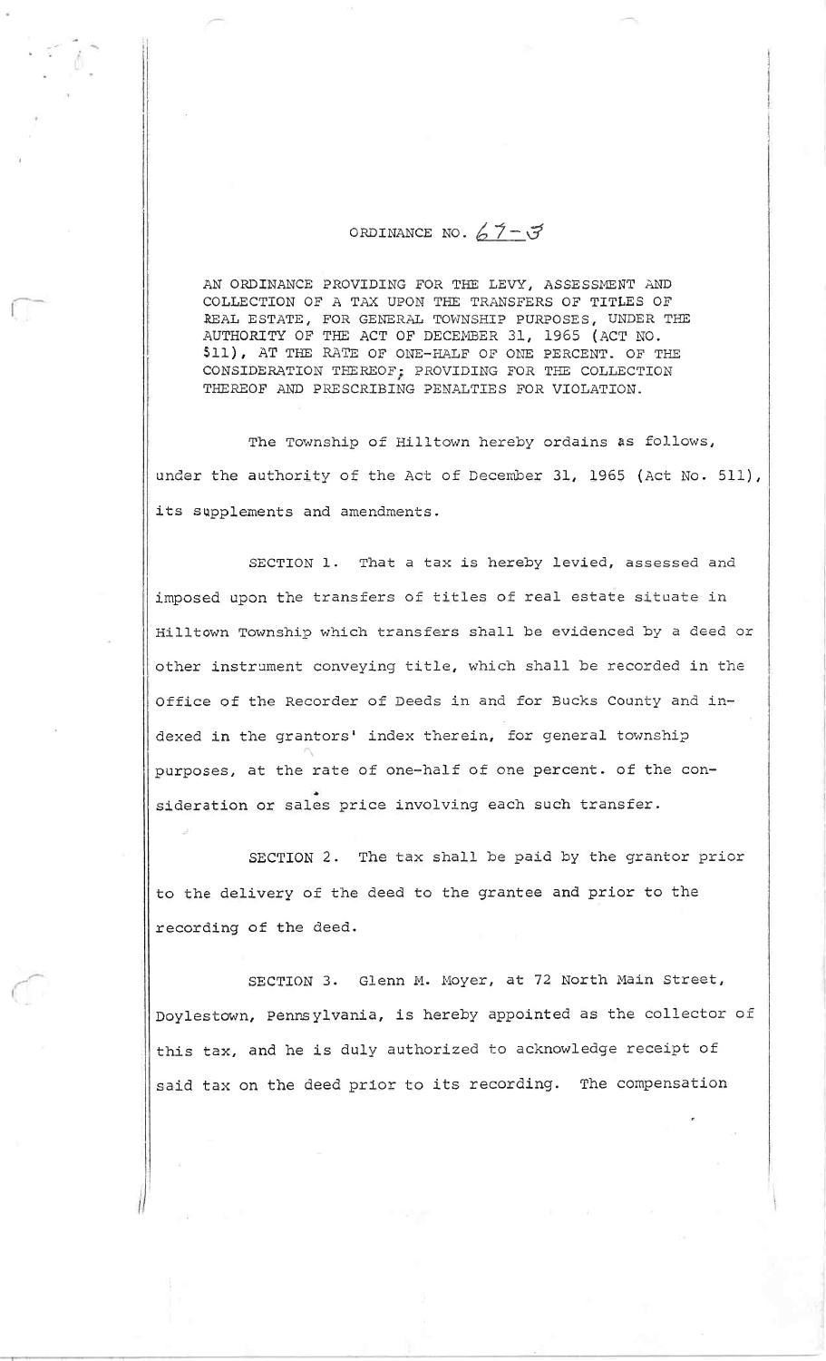# ORDINANCE NO. 67-3

AN ORDINANCE PROVIDING FOR THE LEVY, ASSESSMENT AND COLLECTION OF A TAX UPON THE TRANSFERS OF TITLES OF REAL ESTATE, FOR GENERAL TOWNSHIP PURPOSES, UNDER THE AUTHORITY OF THE ACT OF DECEMBER 31, 1965 (ACT NO. 511), AT THE RATE OF ONE-HALF OF ONE PERCENT. OF THE CONSIDERATION THEREOF; PROVIDING FOR THE COLLECTION THEREOF AND PRESCRIBING PENALTIES FOR VIOLATION.

The Township of Hilltown hereby ordains as follows, under the authority of the Act of December 31, 1965 (Act No. 511), its supplements and amendments.

SECTION 1. That a tax is hereby levied, assessed and imposed upon the transfers of titles of real estate situate in Hilltown Township which transfers shall be evidenced by a deed or other instrument conveying title, which shall be recorded in the Office of the Recorder of Deeds in and for Bucks County and indexed in the grantors' index therein, for general township purposes, at the rate of one-half of one percent. of the consideration or sales price involving each such transfer.

SECTION 2. The tax shall be paid by the grantor prior to the delivery of the deed to the grantee and prior to the recording of the deed.

SECTION 3. Glenn M. Moyer, at 72 North Main Street, Doylestown, Pennsylvania, is hereby appointed as the collector of this tax, and he is duly authorized to acknowledge receipt of said tax on the deed prior to its recording. The compensation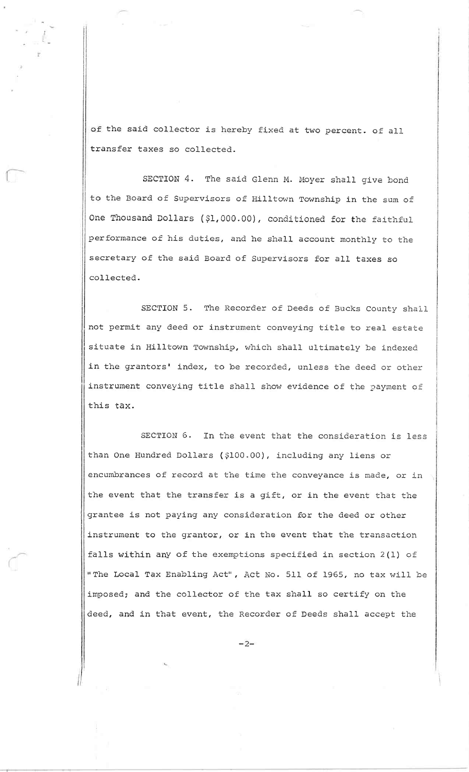of the said collector is hereby fixed at two percent. of all transfer taxes so collected.

SECTION 4. The said Glenn M. Moyer shall give bond to the Board of Supervisors of Hilltown Township in the sum of One Thousand Dollars ($1,000.00), conditioned for the faithful performance of his duties, and he shall account monthly to the secretary of the said Board of Supervisors for all taxes so collected.

SECTION 5. The Recorder of Deeds of Bucks County shall not permit any deed or instrument conveying title to real estate situate in Hilltown Township, which shall ultimately be indexed in the grantors' index, to be recorded, unless the deed or other instrument conveying title shall show evidence of the payment of this tax.

SECTION 6. In the event that the consideration is less than One Hundred Dollars ($100.00), including any liens or encumbrances of record at the time the conveyance is made, or in the event that the transfer is a gift, or in the event that the grantee is not paying any consideration for the deed or other instrument to the grantor, or in the event that the transaction falls within any of the exemptions specified in section 2(1) of "The Local Tax Enabling Act", Act No. 511 of 1965, no tax will be imposed; and the collector of the tax shall so certify on the deed, and in that event, the Recorder of Deeds shall accept the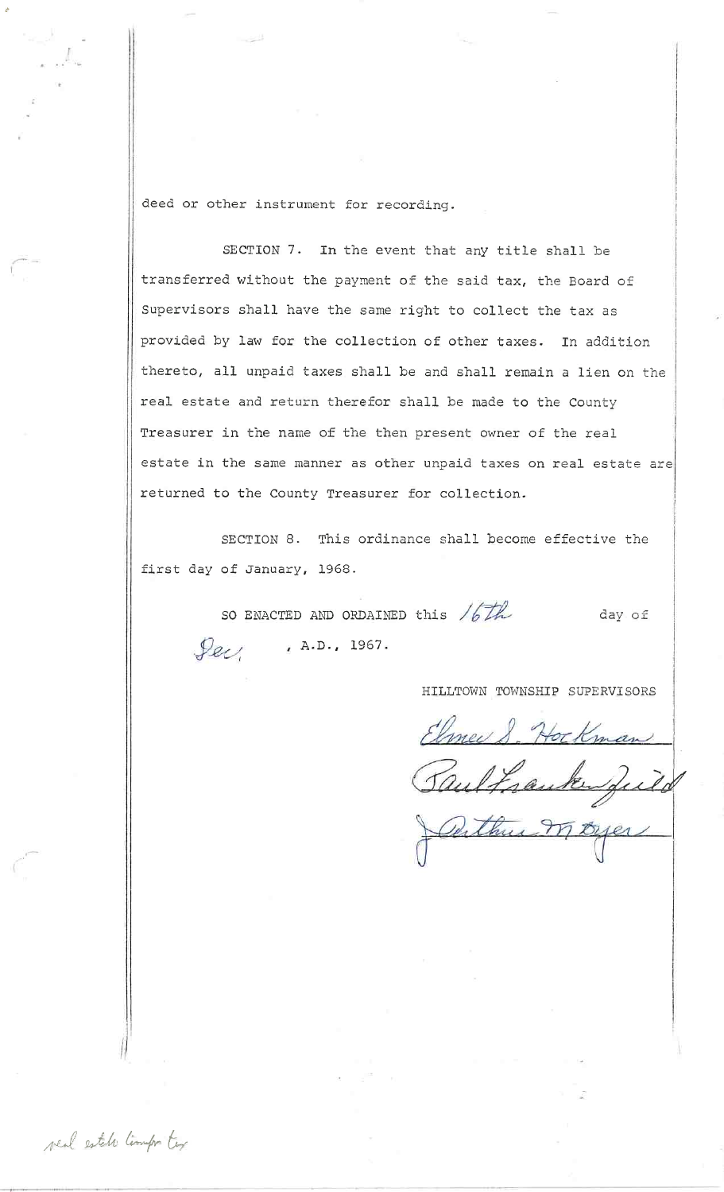deed or other instrument for recording.

SECTION 7. In the event that any title shall be transferred without the payment of the said tax, the Board of Supervisors shall have the same right to collect the tax as provided by law for the collection of other taxes. In addition thereto, all unpaid taxes shall be and shall remain a lien on the real estate and return therefor shall be made to the County Treasurer in the name of the then present owner of the real estate in the same manner as other unpaid taxes on real estate are returned to the County Treasurer for collection.

SECTION 8. This ordinance shall become effective the first day of January, 1968.

SO ENACTED AND ORDAINED this 16th day of Dec, A.D., 1967.

HILLTOWN TOWNSHIP SUPERVISORS

Elmer S. Hockman

Paul Frankenfield

Arthur M. Dyer

real estate transfer tax